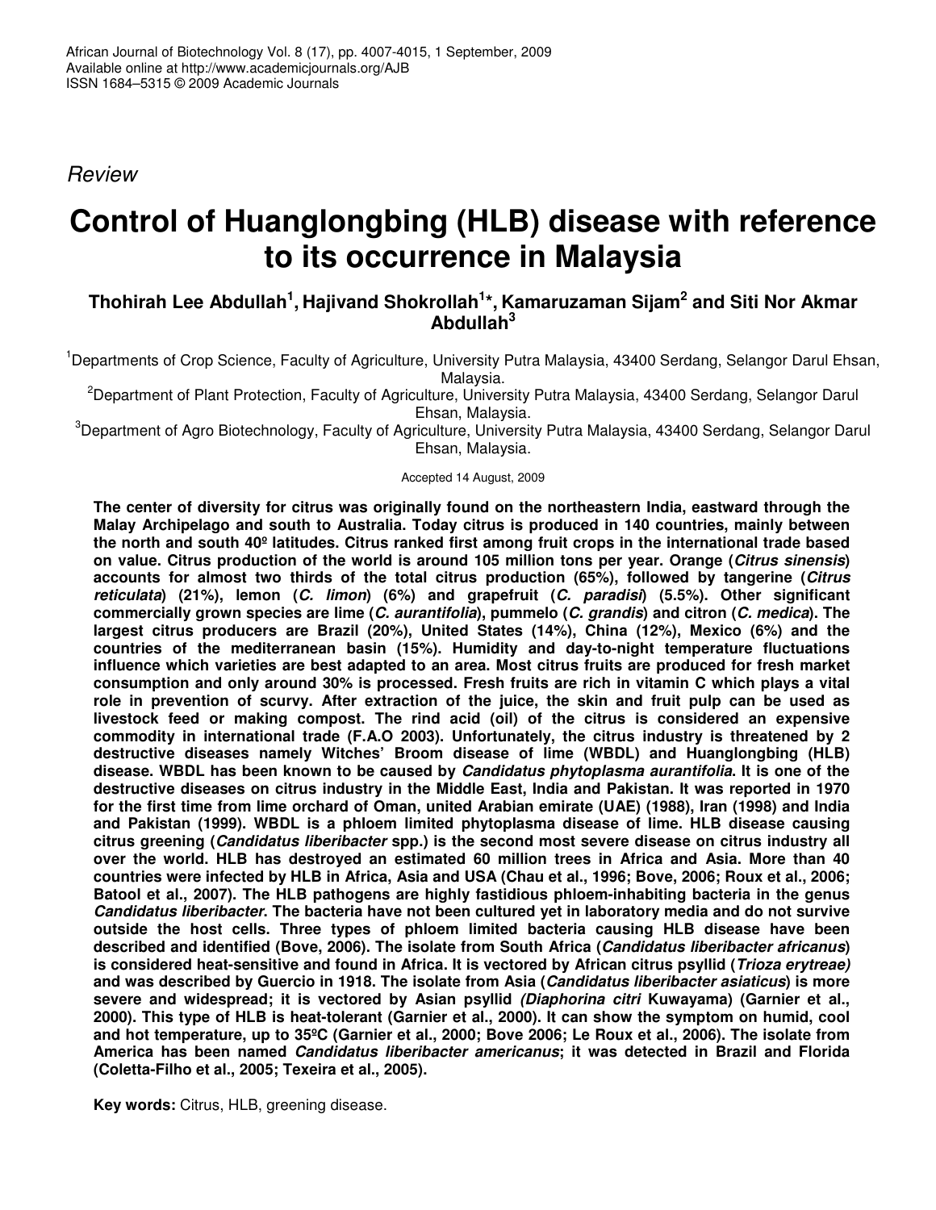*Review*

# Control of Huanglongbing (HLB) disease with reference to its occurrence in Malaysia

**Thohirah Lee Abdullah[1], Hajivand Shokrollah[1]\*, Kamaruzaman Sijam[2] and Siti Nor Akmar Abdullah[3]**

[1]Departments of Crop Science, Faculty of Agriculture, University Putra Malaysia, 43400 Serdang, Selangor Darul Ehsan, Malaysia.

[2]Department of Plant Protection, Faculty of Agriculture, University Putra Malaysia, 43400 Serdang, Selangor Darul Ehsan, Malaysia.

[3]Department of Agro Biotechnology, Faculty of Agriculture, University Putra Malaysia, 43400 Serdang, Selangor Darul Ehsan, Malaysia.

Accepted 14 August, 2009

**The center of diversity for citrus was originally found on the northeastern India, eastward through the Malay Archipelago and south to Australia. Today citrus is produced in 140 countries, mainly between the north and south 40º latitudes. Citrus ranked first among fruit crops in the international trade based on value. Citrus production of the world is around 105 million tons per year. Orange (*Citrus sinensis*) accounts for almost two thirds of the total citrus production (65%), followed by tangerine (*Citrus reticulata*) (21%), lemon (*C. limon*) (6%) and grapefruit (*C. paradisi*) (5.5%). Other significant commercially grown species are lime (*C. aurantifolia*), pummelo (*C. grandis*) and citron (*C. medica*). The largest citrus producers are Brazil (20%), United States (14%), China (12%), Mexico (6%) and the countries of the mediterranean basin (15%). Humidity and day-to-night temperature fluctuations influence which varieties are best adapted to an area. Most citrus fruits are produced for fresh market consumption and only around 30% is processed. Fresh fruits are rich in vitamin C which plays a vital role in prevention of scurvy. After extraction of the juice, the skin and fruit pulp can be used as livestock feed or making compost. The rind acid (oil) of the citrus is considered an expensive commodity in international trade (F.A.O 2003). Unfortunately, the citrus industry is threatened by 2 destructive diseases namely Witches' Broom disease of lime (WBDL) and Huanglongbing (HLB) disease. WBDL has been known to be caused by *Candidatus phytoplasma aurantifolia*. It is one of the destructive diseases on citrus industry in the Middle East, India and Pakistan. It was reported in 1970 for the first time from lime orchard of Oman, united Arabian emirate (UAE) (1988), Iran (1998) and India and Pakistan (1999). WBDL is a phloem limited phytoplasma disease of lime. HLB disease causing citrus greening (*Candidatus liberibacter* spp.) is the second most severe disease on citrus industry all over the world. HLB has destroyed an estimated 60 million trees in Africa and Asia. More than 40 countries were infected by HLB in Africa, Asia and USA (Chau et al., 1996; Bove, 2006; Roux et al., 2006; Batool et al., 2007). The HLB pathogens are highly fastidious phloem-inhabiting bacteria in the genus *Candidatus liberibacter*. The bacteria have not been cultured yet in laboratory media and do not survive outside the host cells. Three types of phloem limited bacteria causing HLB disease have been described and identified (Bove, 2006). The isolate from South Africa (*Candidatus liberibacter africanus*) is considered heat-sensitive and found in Africa. It is vectored by African citrus psyllid (*Trioza erytreae)* and was described by Guercio in 1918. The isolate from Asia (*Candidatus liberibacter asiaticus*) is more severe and widespread; it is vectored by Asian psyllid *(Diaphorina citri* Kuwayama) (Garnier et al., 2000). This type of HLB is heat-tolerant (Garnier et al., 2000). It can show the symptom on humid, cool and hot temperature, up to 35ºC (Garnier et al., 2000; Bove 2006; Le Roux et al., 2006). The isolate from America has been named *Candidatus liberibacter americanus*; it was detected in Brazil and Florida (Coletta-Filho et al., 2005; Texeira et al., 2005).**

**Key words:** Citrus, HLB, greening disease.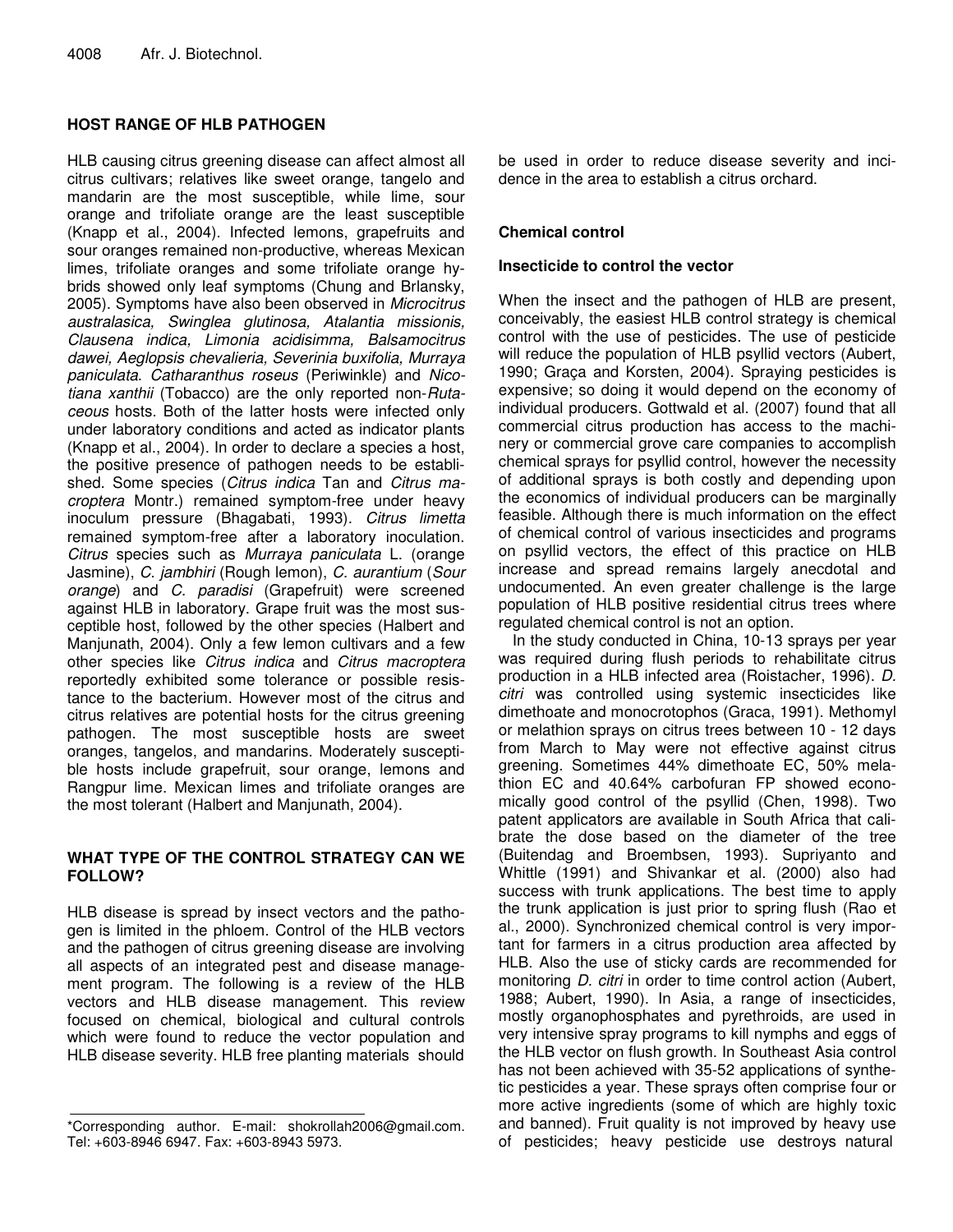## HOST RANGE OF HLB PATHOGEN

HLB causing citrus greening disease can affect almost all citrus cultivars; relatives like sweet orange, tangelo and mandarin are the most susceptible, while lime, sour orange and trifoliate orange are the least susceptible (Knapp et al., 2004). Infected lemons, grapefruits and sour oranges remained non-productive, whereas Mexican limes, trifoliate oranges and some trifoliate orange hybrids showed only leaf symptoms (Chung and Brlansky, 2005). Symptoms have also been observed in *Microcitrus australasica, Swinglea glutinosa, Atalantia missionis, Clausena indica, Limonia acidisimma, Balsamocitrus dawei, Aeglopsis chevalieria, Severinia buxifolia, Murraya paniculata*. *Catharanthus roseus* (Periwinkle) and *Nicotiana xanthii* (Tobacco) are the only reported non-*Rutaceous* hosts. Both of the latter hosts were infected only under laboratory conditions and acted as indicator plants (Knapp et al., 2004). In order to declare a species a host, the positive presence of pathogen needs to be established. Some species (*Citrus indica* Tan and *Citrus macroptera* Montr.) remained symptom-free under heavy inoculum pressure (Bhagabati, 1993). *Citrus limetta* remained symptom-free after a laboratory inoculation. *Citrus* species such as *Murraya paniculata* L. (orange Jasmine), *C. jambhiri* (Rough lemon), *C. aurantium* (*Sour orange*) and *C. paradisi* (Grapefruit) were screened against HLB in laboratory. Grape fruit was the most susceptible host, followed by the other species (Halbert and Manjunath, 2004). Only a few lemon cultivars and a few other species like *Citrus indica* and *Citrus macroptera* reportedly exhibited some tolerance or possible resistance to the bacterium. However most of the citrus and citrus relatives are potential hosts for the citrus greening pathogen. The most susceptible hosts are sweet oranges, tangelos, and mandarins. Moderately susceptible hosts include grapefruit, sour orange, lemons and Rangpur lime. Mexican limes and trifoliate oranges are the most tolerant (Halbert and Manjunath, 2004).

## WHAT TYPE OF THE CONTROL STRATEGY CAN WE FOLLOW?

HLB disease is spread by insect vectors and the pathogen is limited in the phloem. Control of the HLB vectors and the pathogen of citrus greening disease are involving all aspects of an integrated pest and disease management program. The following is a review of the HLB vectors and HLB disease management. This review focused on chemical, biological and cultural controls which were found to reduce the vector population and HLB disease severity. HLB free planting materials should be used in order to reduce disease severity and incidence in the area to establish a citrus orchard.

### Chemical control

#### Insecticide to control the vector

When the insect and the pathogen of HLB are present, conceivably, the easiest HLB control strategy is chemical control with the use of pesticides. The use of pesticide will reduce the population of HLB psyllid vectors (Aubert, 1990; Graça and Korsten, 2004). Spraying pesticides is expensive; so doing it would depend on the economy of individual producers. Gottwald et al. (2007) found that all commercial citrus production has access to the machinery or commercial grove care companies to accomplish chemical sprays for psyllid control, however the necessity of additional sprays is both costly and depending upon the economics of individual producers can be marginally feasible. Although there is much information on the effect of chemical control of various insecticides and programs on psyllid vectors, the effect of this practice on HLB increase and spread remains largely anecdotal and undocumented. An even greater challenge is the large population of HLB positive residential citrus trees where regulated chemical control is not an option.

In the study conducted in China, 10-13 sprays per year was required during flush periods to rehabilitate citrus production in a HLB infected area (Roistacher, 1996). *D. citri* was controlled using systemic insecticides like dimethoate and monocrotophos (Graca, 1991). Methomyl or melathion sprays on citrus trees between 10 - 12 days from March to May were not effective against citrus greening. Sometimes 44% dimethoate EC, 50% melathion EC and 40.64% carbofuran FP showed economically good control of the psyllid (Chen, 1998). Two patent applicators are available in South Africa that calibrate the dose based on the diameter of the tree (Buitendag and Broembsen, 1993). Supriyanto and Whittle (1991) and Shivankar et al. (2000) also had success with trunk applications. The best time to apply the trunk application is just prior to spring flush (Rao et al., 2000). Synchronized chemical control is very important for farmers in a citrus production area affected by HLB. Also the use of sticky cards are recommended for monitoring *D. citri* in order to time control action (Aubert, 1988; Aubert, 1990). In Asia, a range of insecticides, mostly organophosphates and pyrethroids, are used in very intensive spray programs to kill nymphs and eggs of the HLB vector on flush growth. In Southeast Asia control has not been achieved with 35-52 applications of synthetic pesticides a year. These sprays often comprise four or more active ingredients (some of which are highly toxic and banned). Fruit quality is not improved by heavy use of pesticides; heavy pesticide use destroys natural

---

\*Corresponding author. E-mail: shokrollah2006@gmail.com. Tel: +603-8946 6947. Fax: +603-8943 5973.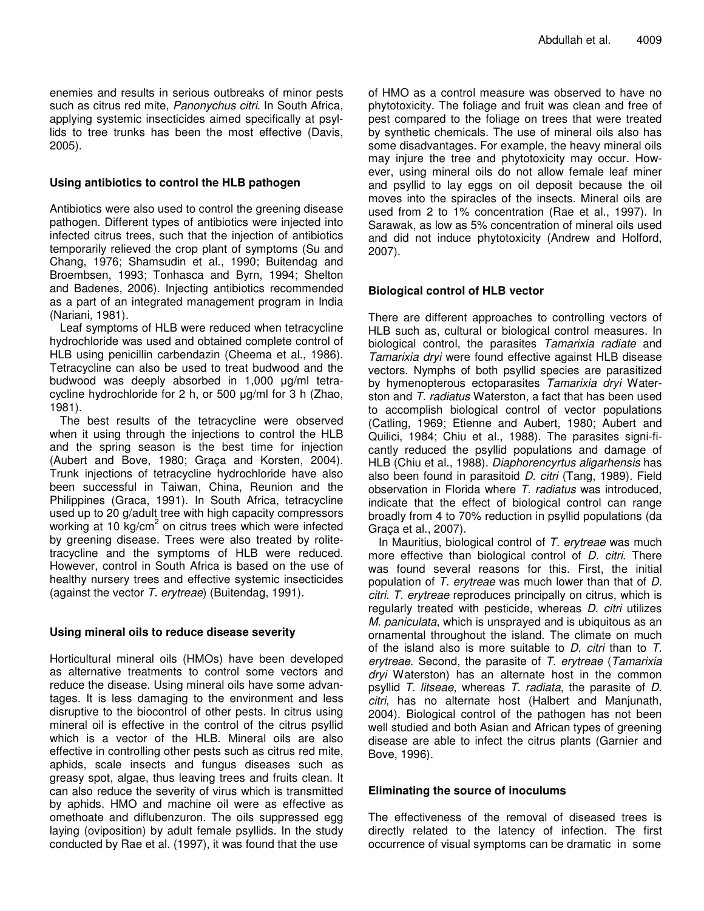enemies and results in serious outbreaks of minor pests such as citrus red mite, *Panonychus citri*. In South Africa, applying systemic insecticides aimed specifically at psyllids to tree trunks has been the most effective (Davis, 2005).

### Using antibiotics to control the HLB pathogen

Antibiotics were also used to control the greening disease pathogen. Different types of antibiotics were injected into infected citrus trees, such that the injection of antibiotics temporarily relieved the crop plant of symptoms (Su and Chang, 1976; Shamsudin et al., 1990; Buitendag and Broembsen, 1993; Tonhasca and Byrn, 1994; Shelton and Badenes, 2006). Injecting antibiotics recommended as a part of an integrated management program in India (Nariani, 1981).

Leaf symptoms of HLB were reduced when tetracycline hydrochloride was used and obtained complete control of HLB using penicillin carbendazin (Cheema et al., 1986). Tetracycline can also be used to treat budwood and the budwood was deeply absorbed in 1,000 µg/ml tetracycline hydrochloride for 2 h, or 500 µg/ml for 3 h (Zhao, 1981).

The best results of the tetracycline were observed when it using through the injections to control the HLB and the spring season is the best time for injection (Aubert and Bove, 1980; Graça and Korsten, 2004). Trunk injections of tetracycline hydrochloride have also been successful in Taiwan, China, Reunion and the Philippines (Graca, 1991). In South Africa, tetracycline used up to 20 g/adult tree with high capacity compressors working at 10 kg/cm$^2$ on citrus trees which were infected by greening disease. Trees were also treated by rolitetracycline and the symptoms of HLB were reduced. However, control in South Africa is based on the use of healthy nursery trees and effective systemic insecticides (against the vector *T. erytreae*) (Buitendag, 1991).

### Using mineral oils to reduce disease severity

Horticultural mineral oils (HMOs) have been developed as alternative treatments to control some vectors and reduce the disease. Using mineral oils have some advantages. It is less damaging to the environment and less disruptive to the biocontrol of other pests. In citrus using mineral oil is effective in the control of the citrus psyllid which is a vector of the HLB. Mineral oils are also effective in controlling other pests such as citrus red mite, aphids, scale insects and fungus diseases such as greasy spot, algae, thus leaving trees and fruits clean. It can also reduce the severity of virus which is transmitted by aphids. HMO and machine oil were as effective as omethoate and diflubenzuron. The oils suppressed egg laying (oviposition) by adult female psyllids. In the study conducted by Rae et al. (1997), it was found that the use of HMO as a control measure was observed to have no phytotoxicity. The foliage and fruit was clean and free of pest compared to the foliage on trees that were treated by synthetic chemicals. The use of mineral oils also has some disadvantages. For example, the heavy mineral oils may injure the tree and phytotoxicity may occur. However, using mineral oils do not allow female leaf miner and psyllid to lay eggs on oil deposit because the oil moves into the spiracles of the insects. Mineral oils are used from 2 to 1% concentration (Rae et al., 1997). In Sarawak, as low as 5% concentration of mineral oils used and did not induce phytotoxicity (Andrew and Holford, 2007).

### Biological control of HLB vector

There are different approaches to controlling vectors of HLB such as, cultural or biological control measures. In biological control, the parasites *Tamarixia radiate* and *Tamarixia dryi* were found effective against HLB disease vectors. Nymphs of both psyllid species are parasitized by hymenopterous ectoparasites *Tamarixia dryi* Waterston and *T. radiatus* Waterston, a fact that has been used to accomplish biological control of vector populations (Catling, 1969; Etienne and Aubert, 1980; Aubert and Quilici, 1984; Chiu et al., 1988). The parasites significantly reduced the psyllid populations and damage of HLB (Chiu et al., 1988). *Diaphorencyrtus aligarhensis* has also been found in parasitoid *D. citri* (Tang, 1989). Field observation in Florida where *T. radiatus* was introduced, indicate that the effect of biological control can range broadly from 4 to 70% reduction in psyllid populations (da Graça et al., 2007).

In Mauritius, biological control of *T. erytreae* was much more effective than biological control of *D. citri*. There was found several reasons for this. First, the initial population of *T. erytreae* was much lower than that of *D. citri*. *T. erytreae* reproduces principally on citrus, which is regularly treated with pesticide, whereas *D. citri* utilizes *M. paniculata*, which is unsprayed and is ubiquitous as an ornamental throughout the island. The climate on much of the island also is more suitable to *D. citri* than to *T. erytreae*. Second, the parasite of *T. erytreae* (*Tamarixia dryi* Waterston) has an alternate host in the common psyllid *T. litseae*, whereas *T. radiata*, the parasite of *D. citri*, has no alternate host (Halbert and Manjunath, 2004). Biological control of the pathogen has not been well studied and both Asian and African types of greening disease are able to infect the citrus plants (Garnier and Bove, 1996).

### Eliminating the source of inoculums

The effectiveness of the removal of diseased trees is directly related to the latency of infection. The first occurrence of visual symptoms can be dramatic in some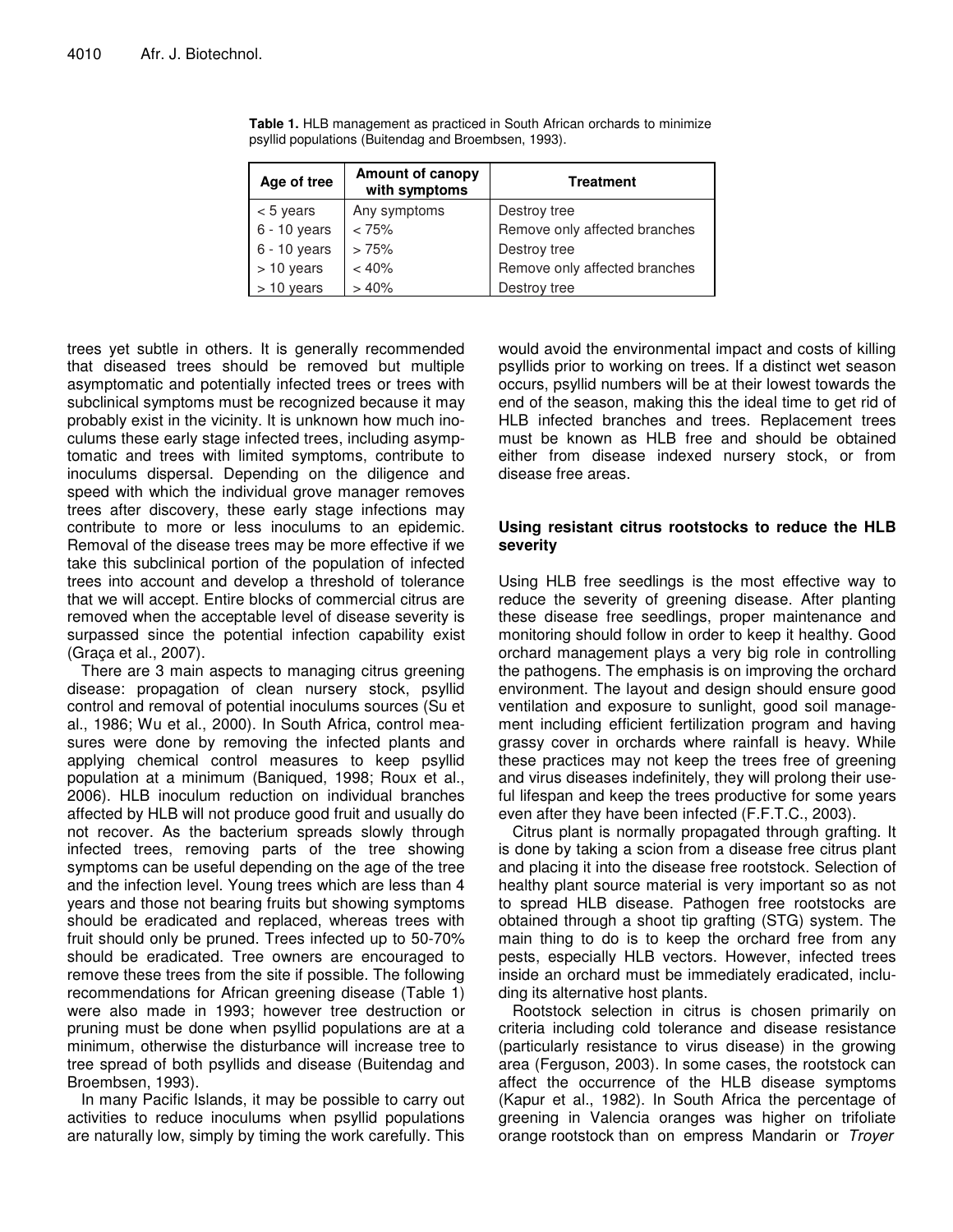**Table 1.** HLB management as practiced in South African orchards to minimize psyllid populations (Buitendag and Broembsen, 1993).

| Age of tree | Amount of canopy with symptoms | Treatment |
|---|---|---|
| < 5 years | Any symptoms | Destroy tree |
| 6 - 10 years | < 75% | Remove only affected branches |
| 6 - 10 years | > 75% | Destroy tree |
| > 10 years | < 40% | Remove only affected branches |
| > 10 years | > 40% | Destroy tree |

trees yet subtle in others. It is generally recommended that diseased trees should be removed but multiple asymptomatic and potentially infected trees or trees with subclinical symptoms must be recognized because it may probably exist in the vicinity. It is unknown how much inoculums these early stage infected trees, including asymptomatic and trees with limited symptoms, contribute to inoculums dispersal. Depending on the diligence and speed with which the individual grove manager removes trees after discovery, these early stage infections may contribute to more or less inoculums to an epidemic. Removal of the disease trees may be more effective if we take this subclinical portion of the population of infected trees into account and develop a threshold of tolerance that we will accept. Entire blocks of commercial citrus are removed when the acceptable level of disease severity is surpassed since the potential infection capability exist (Graça et al., 2007).

There are 3 main aspects to managing citrus greening disease: propagation of clean nursery stock, psyllid control and removal of potential inoculums sources (Su et al., 1986; Wu et al., 2000). In South Africa, control measures were done by removing the infected plants and applying chemical control measures to keep psyllid population at a minimum (Baniqued, 1998; Roux et al., 2006). HLB inoculum reduction on individual branches affected by HLB will not produce good fruit and usually do not recover. As the bacterium spreads slowly through infected trees, removing parts of the tree showing symptoms can be useful depending on the age of the tree and the infection level. Young trees which are less than 4 years and those not bearing fruits but showing symptoms should be eradicated and replaced, whereas trees with fruit should only be pruned. Trees infected up to 50-70% should be eradicated. Tree owners are encouraged to remove these trees from the site if possible. The following recommendations for African greening disease (Table 1) were also made in 1993; however tree destruction or pruning must be done when psyllid populations are at a minimum, otherwise the disturbance will increase tree to tree spread of both psyllids and disease (Buitendag and Broembsen, 1993).

In many Pacific Islands, it may be possible to carry out activities to reduce inoculums when psyllid populations are naturally low, simply by timing the work carefully. This would avoid the environmental impact and costs of killing psyllids prior to working on trees. If a distinct wet season occurs, psyllid numbers will be at their lowest towards the end of the season, making this the ideal time to get rid of HLB infected branches and trees. Replacement trees must be known as HLB free and should be obtained either from disease indexed nursery stock, or from disease free areas.

### Using resistant citrus rootstocks to reduce the HLB severity

Using HLB free seedlings is the most effective way to reduce the severity of greening disease. After planting these disease free seedlings, proper maintenance and monitoring should follow in order to keep it healthy. Good orchard management plays a very big role in controlling the pathogens. The emphasis is on improving the orchard environment. The layout and design should ensure good ventilation and exposure to sunlight, good soil management including efficient fertilization program and having grassy cover in orchards where rainfall is heavy. While these practices may not keep the trees free of greening and virus diseases indefinitely, they will prolong their useful lifespan and keep the trees productive for some years even after they have been infected (F.F.T.C., 2003).

Citrus plant is normally propagated through grafting. It is done by taking a scion from a disease free citrus plant and placing it into the disease free rootstock. Selection of healthy plant source material is very important so as not to spread HLB disease. Pathogen free rootstocks are obtained through a shoot tip grafting (STG) system. The main thing to do is to keep the orchard free from any pests, especially HLB vectors. However, infected trees inside an orchard must be immediately eradicated, including its alternative host plants.

Rootstock selection in citrus is chosen primarily on criteria including cold tolerance and disease resistance (particularly resistance to virus disease) in the growing area (Ferguson, 2003). In some cases, the rootstock can affect the occurrence of the HLB disease symptoms (Kapur et al., 1982). In South Africa the percentage of greening in Valencia oranges was higher on trifoliate orange rootstock than on empress Mandarin or *Troyer*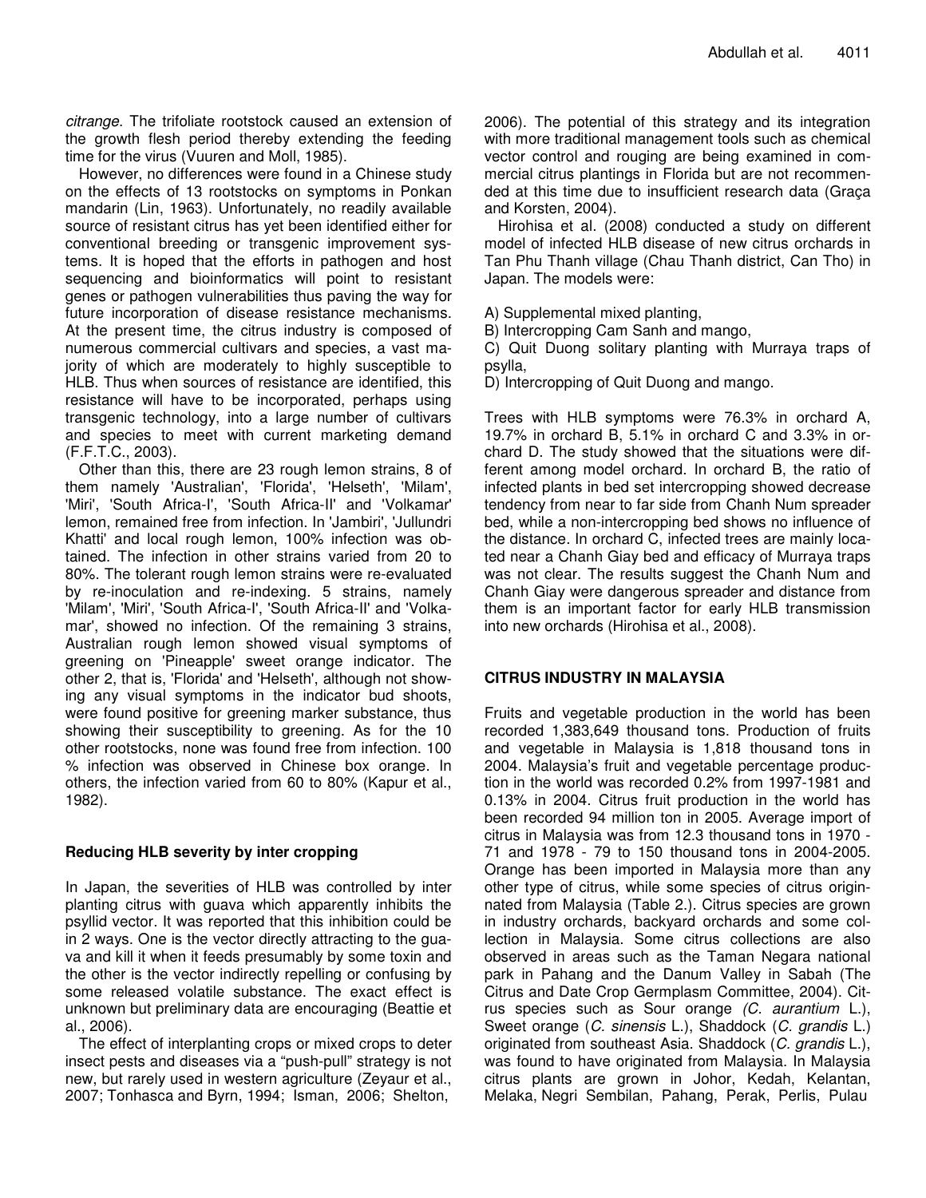*citrange*. The trifoliate rootstock caused an extension of the growth flesh period thereby extending the feeding time for the virus (Vuuren and Moll, 1985).

However, no differences were found in a Chinese study on the effects of 13 rootstocks on symptoms in Ponkan mandarin (Lin, 1963). Unfortunately, no readily available source of resistant citrus has yet been identified either for conventional breeding or transgenic improvement systems. It is hoped that the efforts in pathogen and host sequencing and bioinformatics will point to resistant genes or pathogen vulnerabilities thus paving the way for future incorporation of disease resistance mechanisms. At the present time, the citrus industry is composed of numerous commercial cultivars and species, a vast majority of which are moderately to highly susceptible to HLB. Thus when sources of resistance are identified, this resistance will have to be incorporated, perhaps using transgenic technology, into a large number of cultivars and species to meet with current marketing demand (F.F.T.C., 2003).

Other than this, there are 23 rough lemon strains, 8 of them namely 'Australian', 'Florida', 'Helseth', 'Milam', 'Miri', 'South Africa-I', 'South Africa-II' and 'Volkamar' lemon, remained free from infection. In 'Jambiri', 'Jullundri Khatti' and local rough lemon, 100% infection was obtained. The infection in other strains varied from 20 to 80%. The tolerant rough lemon strains were re-evaluated by re-inoculation and re-indexing. 5 strains, namely 'Milam', 'Miri', 'South Africa-I', 'South Africa-II' and 'Volkamar', showed no infection. Of the remaining 3 strains, Australian rough lemon showed visual symptoms of greening on 'Pineapple' sweet orange indicator. The other 2, that is, 'Florida' and 'Helseth', although not showing any visual symptoms in the indicator bud shoots, were found positive for greening marker substance, thus showing their susceptibility to greening. As for the 10 other rootstocks, none was found free from infection. 100 % infection was observed in Chinese box orange. In others, the infection varied from 60 to 80% (Kapur et al., 1982).

## Reducing HLB severity by inter cropping

In Japan, the severities of HLB was controlled by inter planting citrus with guava which apparently inhibits the psyllid vector. It was reported that this inhibition could be in 2 ways. One is the vector directly attracting to the guava and kill it when it feeds presumably by some toxin and the other is the vector indirectly repelling or confusing by some released volatile substance. The exact effect is unknown but preliminary data are encouraging (Beattie et al., 2006).

The effect of interplanting crops or mixed crops to deter insect pests and diseases via a "push-pull" strategy is not new, but rarely used in western agriculture (Zeyaur et al., 2007; Tonhasca and Byrn, 1994; Isman, 2006; Shelton, 2006). The potential of this strategy and its integration with more traditional management tools such as chemical vector control and rouging are being examined in commercial citrus plantings in Florida but are not recommended at this time due to insufficient research data (Graça and Korsten, 2004).

Hirohisa et al. (2008) conducted a study on different model of infected HLB disease of new citrus orchards in Tan Phu Thanh village (Chau Thanh district, Can Tho) in Japan. The models were:

A) Supplemental mixed planting,  
B) Intercropping Cam Sanh and mango,  
C) Quit Duong solitary planting with Murraya traps of psylla,  
D) Intercropping of Quit Duong and mango.

Trees with HLB symptoms were 76.3% in orchard A, 19.7% in orchard B, 5.1% in orchard C and 3.3% in orchard D. The study showed that the situations were different among model orchard. In orchard B, the ratio of infected plants in bed set intercropping showed decrease tendency from near to far side from Chanh Num spreader bed, while a non-intercropping bed shows no influence of the distance. In orchard C, infected trees are mainly located near a Chanh Giay bed and efficacy of Murraya traps was not clear. The results suggest the Chanh Num and Chanh Giay were dangerous spreader and distance from them is an important factor for early HLB transmission into new orchards (Hirohisa et al., 2008).

## CITRUS INDUSTRY IN MALAYSIA

Fruits and vegetable production in the world has been recorded 1,383,649 thousand tons. Production of fruits and vegetable in Malaysia is 1,818 thousand tons in 2004. Malaysia's fruit and vegetable percentage production in the world was recorded 0.2% from 1997-1981 and 0.13% in 2004. Citrus fruit production in the world has been recorded 94 million ton in 2005. Average import of citrus in Malaysia was from 12.3 thousand tons in 1970 - 71 and 1978 - 79 to 150 thousand tons in 2004-2005. Orange has been imported in Malaysia more than any other type of citrus, while some species of citrus originnated from Malaysia (Table 2.). Citrus species are grown in industry orchards, backyard orchards and some collection in Malaysia. Some citrus collections are also observed in areas such as the Taman Negara national park in Pahang and the Danum Valley in Sabah (The Citrus and Date Crop Germplasm Committee, 2004). Citrus species such as Sour orange *(C. aurantium* L.), Sweet orange (*C. sinensis* L.), Shaddock (*C. grandis* L.) originated from southeast Asia. Shaddock (*C. grandis* L.), was found to have originated from Malaysia. In Malaysia citrus plants are grown in Johor, Kedah, Kelantan, Melaka, Negri Sembilan, Pahang, Perak, Perlis, Pulau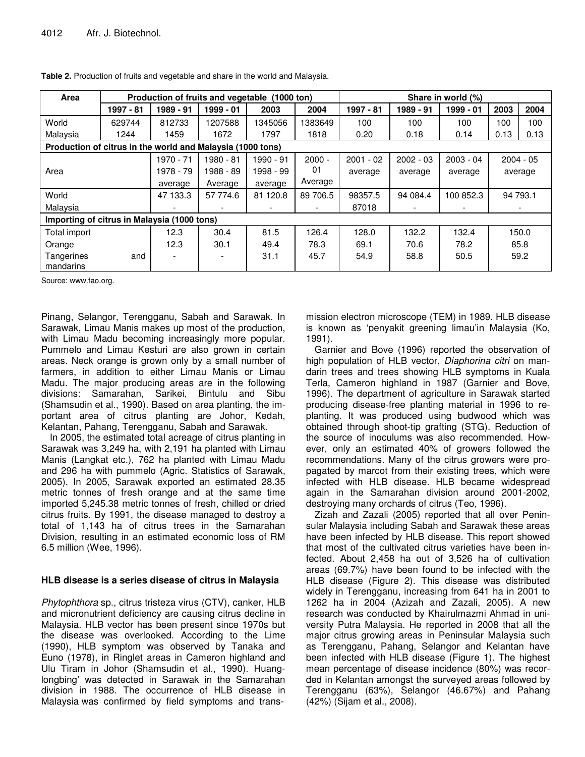**Table 2.** Production of fruits and vegetable and share in the world and Malaysia.

| Area | Production of fruits and vegetable (1000 ton) | | | | | Share in world (%) | | | | |
|---|---|---|---|---|---|---|---|---|---|---|
| | 1997 - 81 | 1989 - 91 | 1999 - 01 | 2003 | 2004 | 1997 - 81 | 1989 - 91 | 1999 - 01 | 2003 | 2004 |
| World | 629744 | 812733 | 1207588 | 1345056 | 1383649 | 100 | 100 | 100 | 100 | 100 |
| Malaysia | 1244 | 1459 | 1672 | 1797 | 1818 | 0.20 | 0.18 | 0.14 | 0.13 | 0.13 |
| **Production of citrus in the world and Malaysia (1000 tons)** | | | | | | | | | | |
| Area | | 1970 - 71 1978 - 79 average | 1980 - 81 1988 - 89 Average | 1990 - 91 1998 - 99 average | 2000 - 01 Average | 2001 - 02 average | 2002 - 03 average | 2003 - 04 average | 2004 - 05 average | |
| World | | 47 133.3 | 57 774.6 | 81 120.8 | 89 706.5 | 98357.5 | 94 084.4 | 100 852.3 | 94 793.1 | |
| Malaysia | | - | - | - | - | 87018 | - | - | - | |
| **Importing of citrus in Malaysia (1000 tons)** | | | | | | | | | | |
| Total import | | 12.3 | 30.4 | 81.5 | 126.4 | 128.0 | 132.2 | 132.4 | 150.0 | |
| Orange | | 12.3 | 30.1 | 49.4 | 78.3 | 69.1 | 70.6 | 78.2 | 85.8 | |
| Tangerines and mandarins | | - | - | 31.1 | 45.7 | 54.9 | 58.8 | 50.5 | 59.2 | |

Source: www.fao.org.

Pinang, Selangor, Terengganu, Sabah and Sarawak. In Sarawak, Limau Manis makes up most of the production, with Limau Madu becoming increasingly more popular. Pummelo and Limau Kesturi are also grown in certain areas. Neck orange is grown only by a small number of farmers, in addition to either Limau Manis or Limau Madu. The major producing areas are in the following divisions: Samarahan, Sarikei, Bintulu and Sibu (Shamsudin et al., 1990). Based on area planting, the important area of citrus planting are Johor, Kedah, Kelantan, Pahang, Terengganu, Sabah and Sarawak.

In 2005, the estimated total acreage of citrus planting in Sarawak was 3,249 ha, with 2,191 ha planted with Limau Manis (Langkat etc.), 762 ha planted with Limau Madu and 296 ha with pummelo (Agric. Statistics of Sarawak, 2005). In 2005, Sarawak exported an estimated 28.35 metric tonnes of fresh orange and at the same time imported 5,245.38 metric tonnes of fresh, chilled or dried citrus fruits. By 1991, the disease managed to destroy a total of 1,143 ha of citrus trees in the Samarahan Division, resulting in an estimated economic loss of RM 6.5 million (Wee, 1996).

### HLB disease is a series disease of citrus in Malaysia

*Phytophthora* sp., citrus tristeza virus (CTV), canker, HLB and micronutrient deficiency are causing citrus decline in Malaysia. HLB vector has been present since 1970s but the disease was overlooked. According to the Lime (1990), HLB symptom was observed by Tanaka and Euno (1978), in Ringlet areas in Cameron highland and Ulu Tiram in Johor (Shamsudin et al., 1990). Huanglongbing' was detected in Sarawak in the Samarahan division in 1988. The occurrence of HLB disease in Malaysia was confirmed by field symptoms and transmission electron microscope (TEM) in 1989. HLB disease is known as 'penyakit greening limau'in Malaysia (Ko, 1991).

Garnier and Bove (1996) reported the observation of high population of HLB vector, *Diaphorina citri* on mandarin trees and trees showing HLB symptoms in Kuala Terla, Cameron highland in 1987 (Garnier and Bove, 1996). The department of agriculture in Sarawak started producing disease-free planting material in 1996 to replanting. It was produced using budwood which was obtained through shoot-tip grafting (STG). Reduction of the source of inoculums was also recommended. However, only an estimated 40% of growers followed the recommendations. Many of the citrus growers were propagated by marcot from their existing trees, which were infected with HLB disease. HLB became widespread again in the Samarahan division around 2001-2002, destroying many orchards of citrus (Teo, 1996).

Zizah and Zazali (2005) reported that all over Peninsular Malaysia including Sabah and Sarawak these areas have been infected by HLB disease. This report showed that most of the cultivated citrus varieties have been infected. About 2,458 ha out of 3,526 ha of cultivation areas (69.7%) have been found to be infected with the HLB disease (Figure 2). This disease was distributed widely in Terengganu, increasing from 641 ha in 2001 to 1262 ha in 2004 (Azizah and Zazali, 2005). A new research was conducted by Khairulmazmi Ahmad in university Putra Malaysia. He reported in 2008 that all the major citrus growing areas in Peninsular Malaysia such as Terengganu, Pahang, Selangor and Kelantan have been infected with HLB disease (Figure 1). The highest mean percentage of disease incidence (80%) was recorded in Kelantan amongst the surveyed areas followed by Terengganu (63%), Selangor (46.67%) and Pahang (42%) (Sijam et al., 2008).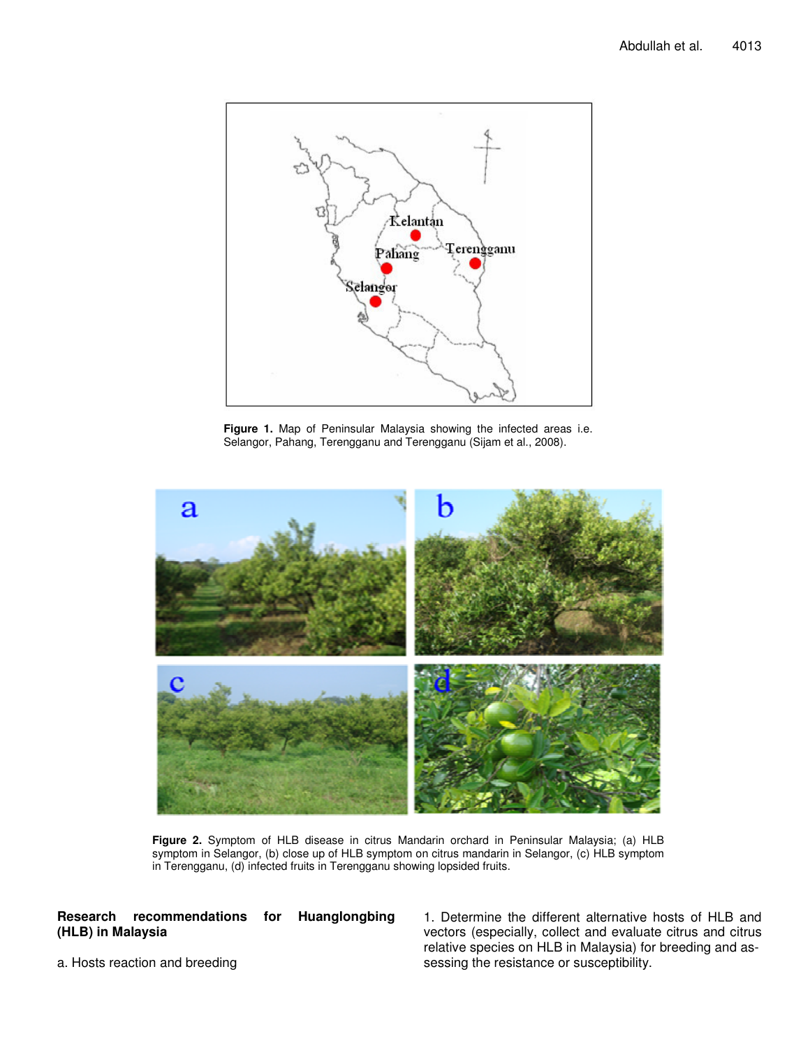**Figure 1.** Map of Peninsular Malaysia showing the infected areas i.e. Selangor, Pahang, Terengganu and Terengganu (Sijam et al., 2008).

**Figure 2.** Symptom of HLB disease in citrus Mandarin orchard in Peninsular Malaysia; (a) HLB symptom in Selangor, (b) close up of HLB symptom on citrus mandarin in Selangor, (c) HLB symptom in Terengganu, (d) infected fruits in Terengganu showing lopsided fruits.

## Research recommendations for Huanglongbing (HLB) in Malaysia

a. Hosts reaction and breeding

1. Determine the different alternative hosts of HLB and vectors (especially, collect and evaluate citrus and citrus relative species on HLB in Malaysia) for breeding and assessing the resistance or susceptibility.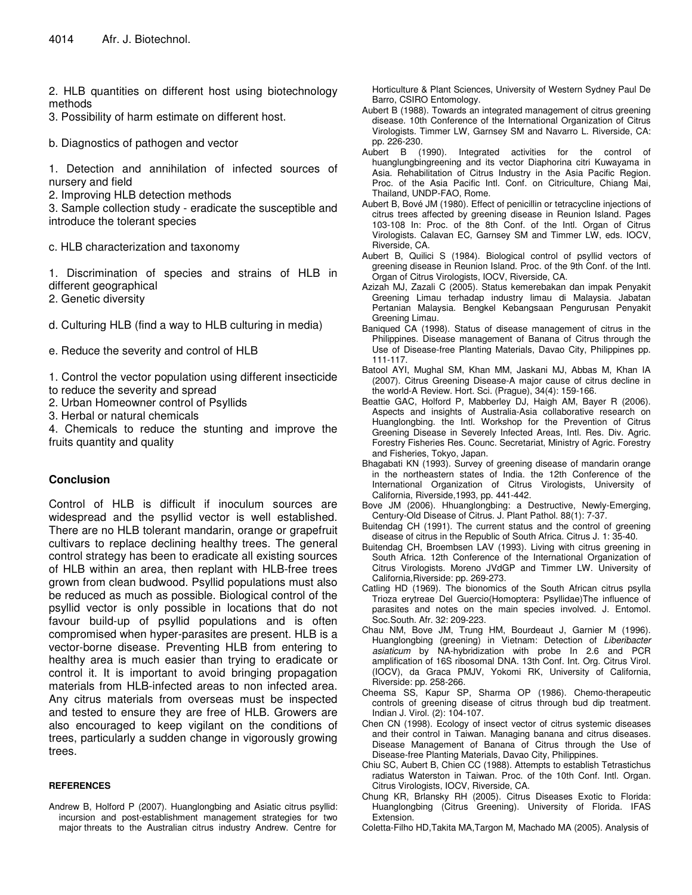2. HLB quantities on different host using biotechnology methods

3. Possibility of harm estimate on different host.

b. Diagnostics of pathogen and vector

1. Detection and annihilation of infected sources of nursery and field

2. Improving HLB detection methods

3. Sample collection study - eradicate the susceptible and introduce the tolerant species

c. HLB characterization and taxonomy

1. Discrimination of species and strains of HLB in different geographical

2. Genetic diversity

d. Culturing HLB (find a way to HLB culturing in media)

e. Reduce the severity and control of HLB

1. Control the vector population using different insecticide to reduce the severity and spread

2. Urban Homeowner control of Psyllids

3. Herbal or natural chemicals

4. Chemicals to reduce the stunting and improve the fruits quantity and quality

## Conclusion

Control of HLB is difficult if inoculum sources are widespread and the psyllid vector is well established. There are no HLB tolerant mandarin, orange or grapefruit cultivars to replace declining healthy trees. The general control strategy has been to eradicate all existing sources of HLB within an area, then replant with HLB-free trees grown from clean budwood. Psyllid populations must also be reduced as much as possible. Biological control of the psyllid vector is only possible in locations that do not favour build-up of psyllid populations and is often compromised when hyper-parasites are present. HLB is a vector-borne disease. Preventing HLB from entering to healthy area is much easier than trying to eradicate or control it. It is important to avoid bringing propagation materials from HLB-infected areas to non infected area. Any citrus materials from overseas must be inspected and tested to ensure they are free of HLB. Growers are also encouraged to keep vigilant on the conditions of trees, particularly a sudden change in vigorously growing trees.

## REFERENCES

Andrew B, Holford P (2007). Huanglongbing and Asiatic citrus psyllid: incursion and post-establishment management strategies for two major threats to the Australian citrus industry Andrew. Centre for Horticulture & Plant Sciences, University of Western Sydney Paul De Barro, CSIRO Entomology.

Aubert B (1988). Towards an integrated management of citrus greening disease. 10th Conference of the International Organization of Citrus Virologists. Timmer LW, Garnsey SM and Navarro L. Riverside, CA: pp. 226-230.

Aubert B (1990). Integrated activities for the control of huanglungbingreening and its vector Diaphorina citri Kuwayama in Asia. Rehabilitation of Citrus Industry in the Asia Pacific Region. Proc. of the Asia Pacific Intl. Conf. on Citriculture, Chiang Mai, Thailand, UNDP-FAO, Rome.

Aubert B, Bové JM (1980). Effect of penicillin or tetracycline injections of citrus trees affected by greening disease in Reunion Island. Pages 103-108 In: Proc. of the 8th Conf. of the Intl. Organ of Citrus Virologists. Calavan EC, Garnsey SM and Timmer LW, eds. IOCV, Riverside, CA.

Aubert B, Quilici S (1984). Biological control of psyllid vectors of greening disease in Reunion Island. Proc. of the 9th Conf. of the Intl. Organ of Citrus Virologists, IOCV, Riverside, CA.

Azizah MJ, Zazali C (2005). Status kemerebakan dan impak Penyakit Greening Limau terhadap industry limau di Malaysia. Jabatan Pertanian Malaysia. Bengkel Kebangsaan Pengurusan Penyakit Greening Limau.

Baniqued CA (1998). Status of disease management of citrus in the Philippines. Disease management of Banana of Citrus through the Use of Disease-free Planting Materials, Davao City, Philippines pp. 111-117.

Batool AYI, Mughal SM, Khan MM, Jaskani MJ, Abbas M, Khan IA (2007). Citrus Greening Disease-A major cause of citrus decline in the world-A Review. Hort. Sci. (Prague), 34(4): 159-166.

Beattie GAC, Holford P, Mabberley DJ, Haigh AM, Bayer R (2006). Aspects and insights of Australia-Asia collaborative research on Huanglongbing. the Intl. Workshop for the Prevention of Citrus Greening Disease in Severely Infected Areas, Intl. Res. Div. Agric. Forestry Fisheries Res. Counc. Secretariat, Ministry of Agric. Forestry and Fisheries, Tokyo, Japan.

Bhagabati KN (1993). Survey of greening disease of mandarin orange in the northeastern states of India. the 12th Conference of the International Organization of Citrus Virologists, University of California, Riverside,1993, pp. 441-442.

Bove JM (2006). Hhuanglongbing: a Destructive, Newly-Emerging, Century-Old Disease of Citrus. J. Plant Pathol. 88(1): 7-37.

Buitendag CH (1991). The current status and the control of greening disease of citrus in the Republic of South Africa. Citrus J. 1: 35-40.

Buitendag CH, Broembsen LAV (1993). Living with citrus greening in South Africa. 12th Conference of the International Organization of Citrus Virologists. Moreno JVdGP and Timmer LW. University of California,Riverside: pp. 269-273.

Catling HD (1969). The bionomics of the South African citrus psylla Trioza erytreae Del Guercio(Homoptera: Psyllidae)The influence of parasites and notes on the main species involved. J. Entomol. Soc.South. Afr. 32: 209-223.

Chau NM, Bove JM, Trung HM, Bourdeaut J, Garnier M (1996). Huanglongbing (greening) in Vietnam: Detection of *Liberibacter asiaticum* by NA-hybridization with probe In 2.6 and PCR amplification of 16S ribosomal DNA. 13th Conf. Int. Org. Citrus Virol. (IOCV), da Graca PMJV, Yokomi RK, University of California, Riverside: pp. 258-266.

Cheema SS, Kapur SP, Sharma OP (1986). Chemo-therapeutic controls of greening disease of citrus through bud dip treatment. Indian J. Virol. (2): 104-107.

Chen CN (1998). Ecology of insect vector of citrus systemic diseases and their control in Taiwan. Managing banana and citrus diseases. Disease Management of Banana of Citrus through the Use of Disease-free Planting Materials, Davao City, Philippines.

Chiu SC, Aubert B, Chien CC (1988). Attempts to establish Tetrastichus radiatus Waterston in Taiwan. Proc. of the 10th Conf. Intl. Organ. Citrus Virologists, IOCV, Riverside, CA.

Chung KR, Brlansky RH (2005). Citrus Diseases Exotic to Florida: Huanglongbing (Citrus Greening). University of Florida. IFAS Extension.

Coletta-Filho HD,Takita MA,Targon M, Machado MA (2005). Analysis of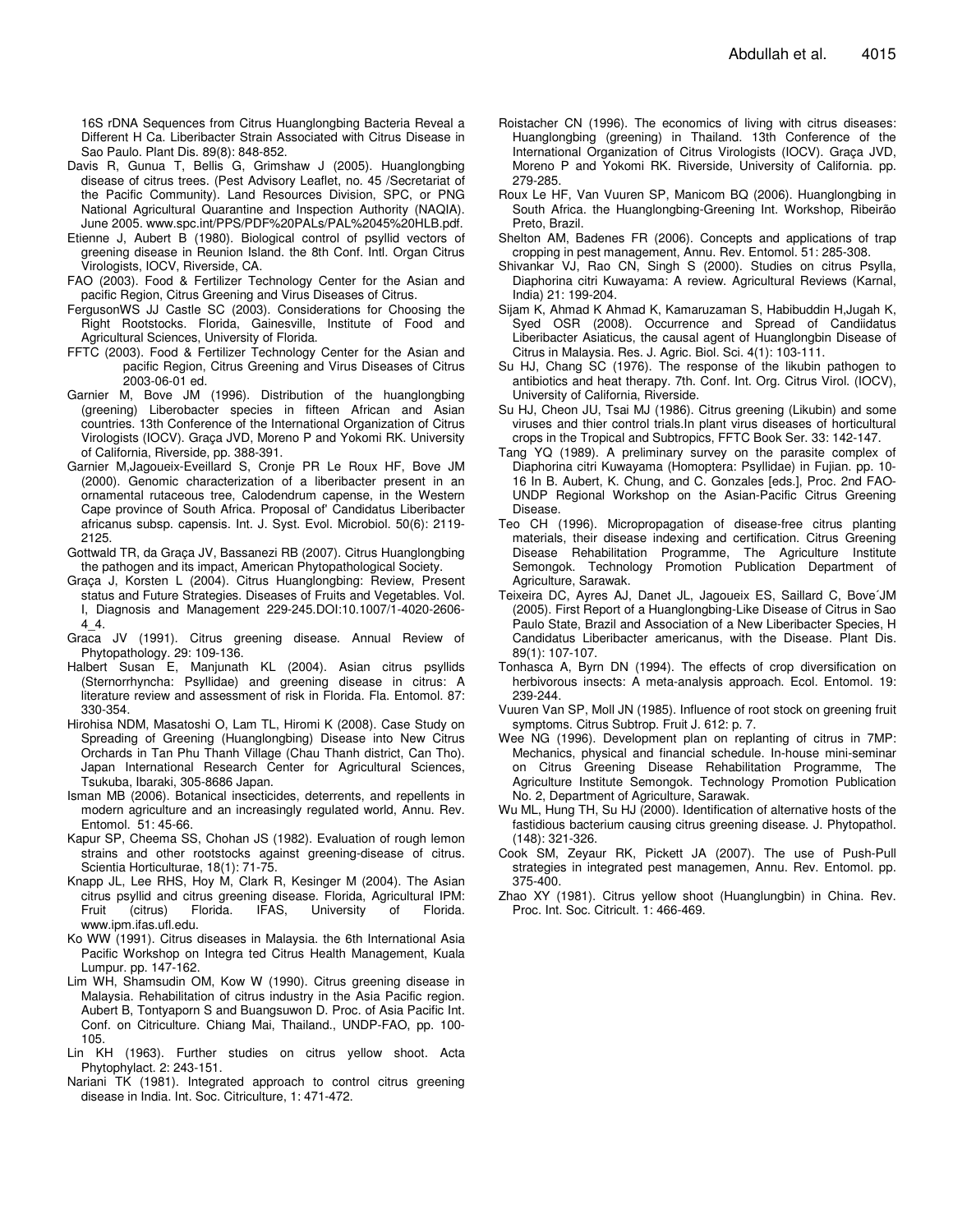16S rDNA Sequences from Citrus Huanglongbing Bacteria Reveal a Different H Ca. Liberibacter Strain Associated with Citrus Disease in Sao Paulo. Plant Dis. 89(8): 848-852.

Davis R, Gunua T, Bellis G, Grimshaw J (2005). Huanglongbing disease of citrus trees. (Pest Advisory Leaflet, no. 45 /Secretariat of the Pacific Community). Land Resources Division, SPC, or PNG National Agricultural Quarantine and Inspection Authority (NAQIA). June 2005. www.spc.int/PPS/PDF%20PALs/PAL%2045%20HLB.pdf.

Etienne J, Aubert B (1980). Biological control of psyllid vectors of greening disease in Reunion Island. the 8th Conf. Intl. Organ Citrus Virologists, IOCV, Riverside, CA.

FAO (2003). Food & Fertilizer Technology Center for the Asian and pacific Region, Citrus Greening and Virus Diseases of Citrus.

FergusonWS JJ Castle SC (2003). Considerations for Choosing the Right Rootstocks. Florida, Gainesville, Institute of Food and Agricultural Sciences, University of Florida.

FFTC (2003). Food & Fertilizer Technology Center for the Asian and pacific Region, Citrus Greening and Virus Diseases of Citrus 2003-06-01 ed.

Garnier M, Bove JM (1996). Distribution of the huanglongbing (greening) Liberobacter species in fifteen African and Asian countries. 13th Conference of the International Organization of Citrus Virologists (IOCV). Graça JVD, Moreno P and Yokomi RK. University of California, Riverside, pp. 388-391.

Garnier M,Jagoueix-Eveillard S, Cronje PR Le Roux HF, Bove JM (2000). Genomic characterization of a liberibacter present in an ornamental rutaceous tree, Calodendrum capense, in the Western Cape province of South Africa. Proposal of' Candidatus Liberibacter africanus subsp. capensis. Int. J. Syst. Evol. Microbiol. 50(6): 2119-2125.

Gottwald TR, da Graça JV, Bassanezi RB (2007). Citrus Huanglongbing the pathogen and its impact, American Phytopathological Society.

Graça J, Korsten L (2004). Citrus Huanglongbing: Review, Present status and Future Strategies. Diseases of Fruits and Vegetables. Vol. I, Diagnosis and Management 229-245.DOI:10.1007/1-4020-2606-4_4.

Graca JV (1991). Citrus greening disease. Annual Review of Phytopathology. 29: 109-136.

Halbert Susan E, Manjunath KL (2004). Asian citrus psyllids (Sternorrhyncha: Psyllidae) and greening disease in citrus: A literature review and assessment of risk in Florida. Fla. Entomol. 87: 330-354.

Hirohisa NDM, Masatoshi O, Lam TL, Hiromi K (2008). Case Study on Spreading of Greening (Huanglongbing) Disease into New Citrus Orchards in Tan Phu Thanh Village (Chau Thanh district, Can Tho). Japan International Research Center for Agricultural Sciences, Tsukuba, Ibaraki, 305-8686 Japan.

Isman MB (2006). Botanical insecticides, deterrents, and repellents in modern agriculture and an increasingly regulated world, Annu. Rev. Entomol. 51: 45-66.

Kapur SP, Cheema SS, Chohan JS (1982). Evaluation of rough lemon strains and other rootstocks against greening-disease of citrus. Scientia Horticulturae, 18(1): 71-75.

Knapp JL, Lee RHS, Hoy M, Clark R, Kesinger M (2004). The Asian citrus psyllid and citrus greening disease. Florida, Agricultural IPM: Fruit (citrus) Florida. IFAS, University of Florida. www.ipm.ifas.ufl.edu.

Ko WW (1991). Citrus diseases in Malaysia. the 6th International Asia Pacific Workshop on Integra ted Citrus Health Management, Kuala Lumpur. pp. 147-162.

Lim WH, Shamsudin OM, Kow W (1990). Citrus greening disease in Malaysia. Rehabilitation of citrus industry in the Asia Pacific region. Aubert B, Tontyaporn S and Buangsuwon D. Proc. of Asia Pacific Int. Conf. on Citriculture. Chiang Mai, Thailand., UNDP-FAO, pp. 100-105.

Lin KH (1963). Further studies on citrus yellow shoot. Acta Phytophylact. 2: 243-151.

Nariani TK (1981). Integrated approach to control citrus greening disease in India. Int. Soc. Citriculture, 1: 471-472.

Roistacher CN (1996). The economics of living with citrus diseases: Huanglongbing (greening) in Thailand. 13th Conference of the International Organization of Citrus Virologists (IOCV). Graça JVD, Moreno P and Yokomi RK. Riverside, University of California. pp. 279-285.

Roux Le HF, Van Vuuren SP, Manicom BQ (2006). Huanglongbing in South Africa. the Huanglongbing-Greening Int. Workshop, Ribeirão Preto, Brazil.

Shelton AM, Badenes FR (2006). Concepts and applications of trap cropping in pest management, Annu. Rev. Entomol. 51: 285-308.

Shivankar VJ, Rao CN, Singh S (2000). Studies on citrus Psylla, Diaphorina citri Kuwayama: A review. Agricultural Reviews (Karnal, India) 21: 199-204.

Sijam K, Ahmad K Ahmad K, Kamaruzaman S, Habibuddin H,Jugah K, Syed OSR (2008). Occurrence and Spread of Candiidatus Liberibacter Asiaticus, the causal agent of Huanglongbin Disease of Citrus in Malaysia. Res. J. Agric. Biol. Sci. 4(1): 103-111.

Su HJ, Chang SC (1976). The response of the likubin pathogen to antibiotics and heat therapy. 7th. Conf. Int. Org. Citrus Virol. (IOCV), University of California, Riverside.

Su HJ, Cheon JU, Tsai MJ (1986). Citrus greening (Likubin) and some viruses and thier control trials.In plant virus diseases of horticultural crops in the Tropical and Subtropics, FFTC Book Ser. 33: 142-147.

Tang YQ (1989). A preliminary survey on the parasite complex of Diaphorina citri Kuwayama (Homoptera: Psyllidae) in Fujian. pp. 10-16 In B. Aubert, K. Chung, and C. Gonzales [eds.], Proc. 2nd FAO-UNDP Regional Workshop on the Asian-Pacific Citrus Greening Disease.

Teo CH (1996). Micropropagation of disease-free citrus planting materials, their disease indexing and certification. Citrus Greening Disease Rehabilitation Programme, The Agriculture Institute Semongok. Technology Promotion Publication Department of Agriculture, Sarawak.

Teixeira DC, Ayres AJ, Danet JL, Jagoueix ES, Saillard C, Bove´JM (2005). First Report of a Huanglongbing-Like Disease of Citrus in Sao Paulo State, Brazil and Association of a New Liberibacter Species, H Candidatus Liberibacter americanus, with the Disease. Plant Dis. 89(1): 107-107.

Tonhasca A, Byrn DN (1994). The effects of crop diversification on herbivorous insects: A meta-analysis approach. Ecol. Entomol. 19: 239-244.

Vuuren Van SP, Moll JN (1985). Influence of root stock on greening fruit symptoms. Citrus Subtrop. Fruit J. 612: p. 7.

Wee NG (1996). Development plan on replanting of citrus in 7MP: Mechanics, physical and financial schedule. In-house mini-seminar on Citrus Greening Disease Rehabilitation Programme, The Agriculture Institute Semongok. Technology Promotion Publication No. 2, Department of Agriculture, Sarawak.

Wu ML, Hung TH, Su HJ (2000). Identification of alternative hosts of the fastidious bacterium causing citrus greening disease. J. Phytopathol. (148): 321-326.

Cook SM, Zeyaur RK, Pickett JA (2007). The use of Push-Pull strategies in integrated pest managemen, Annu. Rev. Entomol. pp. 375-400.

Zhao XY (1981). Citrus yellow shoot (Huanglungbin) in China. Rev. Proc. Int. Soc. Citricult. 1: 466-469.